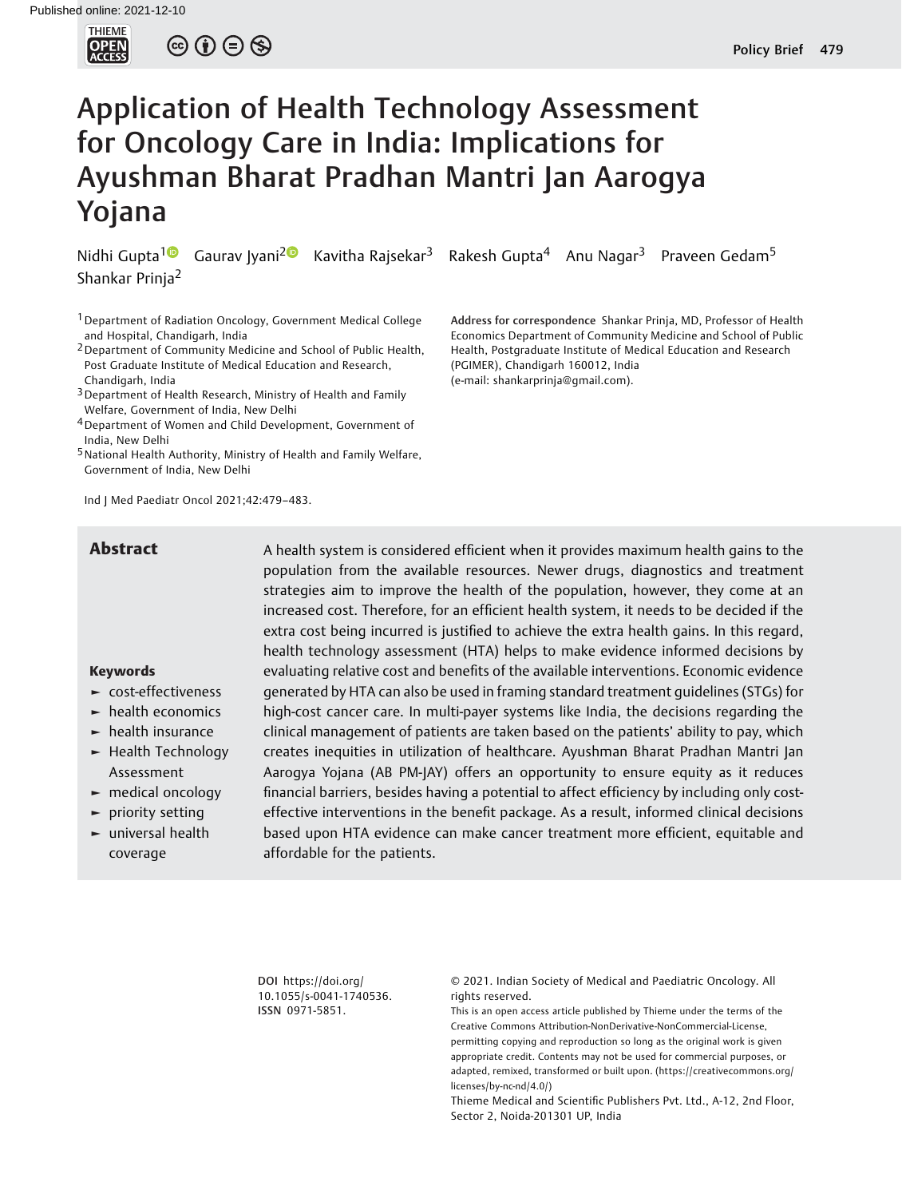Published online: 2021-12-10

# Application of Health Technology Assessment for Oncology Care in India: Implications for Ayushman Bharat Pradhan Mantri Jan Aarogya Yojana

Nidhi Gupta[1] Gaurav Jyani[2] Kavitha Rajsekar[3] Rakesh Gupta[4] Anu Nagar[3] Praveen Gedam[5] Shankar Prinja[2]

[1] Department of Radiation Oncology, Government Medical College and Hospital, Chandigarh, India
[2] Department of Community Medicine and School of Public Health, Post Graduate Institute of Medical Education and Research, Chandigarh, India
[3] Department of Health Research, Ministry of Health and Family Welfare, Government of India, New Delhi
[4] Department of Women and Child Development, Government of India, New Delhi
[5] National Health Authority, Ministry of Health and Family Welfare, Government of India, New Delhi

**Address for correspondence** Shankar Prinja, MD, Professor of Health Economics Department of Community Medicine and School of Public Health, Postgraduate Institute of Medical Education and Research (PGIMER), Chandigarh 160012, India (e-mail: shankarprinja@gmail.com).

Ind J Med Paediatr Oncol 2021;42:479–483.

## Abstract

A health system is considered efficient when it provides maximum health gains to the population from the available resources. Newer drugs, diagnostics and treatment strategies aim to improve the health of the population, however, they come at an increased cost. Therefore, for an efficient health system, it needs to be decided if the extra cost being incurred is justified to achieve the extra health gains. In this regard, health technology assessment (HTA) helps to make evidence informed decisions by evaluating relative cost and benefits of the available interventions. Economic evidence generated by HTA can also be used in framing standard treatment guidelines (STGs) for high-cost cancer care. In multi-payer systems like India, the decisions regarding the clinical management of patients are taken based on the patients' ability to pay, which creates inequities in utilization of healthcare. Ayushman Bharat Pradhan Mantri Jan Aarogya Yojana (AB PM-JAY) offers an opportunity to ensure equity as it reduces financial barriers, besides having a potential to affect efficiency by including only cost-effective interventions in the benefit package. As a result, informed clinical decisions based upon HTA evidence can make cancer treatment more efficient, equitable and affordable for the patients.

**Keywords**

- cost-effectiveness
- health economics
- health insurance
- Health Technology Assessment
- medical oncology
- priority setting
- universal health coverage

**DOI** https://doi.org/10.1055/s-0041-1740536.
**ISSN** 0971-5851.

© 2021. Indian Society of Medical and Paediatric Oncology. All rights reserved.

This is an open access article published by Thieme under the terms of the Creative Commons Attribution-NonDerivative-NonCommercial-License, permitting copying and reproduction so long as the original work is given appropriate credit. Contents may not be used for commercial purposes, or adapted, remixed, transformed or built upon. (https://creativecommons.org/licenses/by-nc-nd/4.0/)

Thieme Medical and Scientific Publishers Pvt. Ltd., A-12, 2nd Floor, Sector 2, Noida-201301 UP, India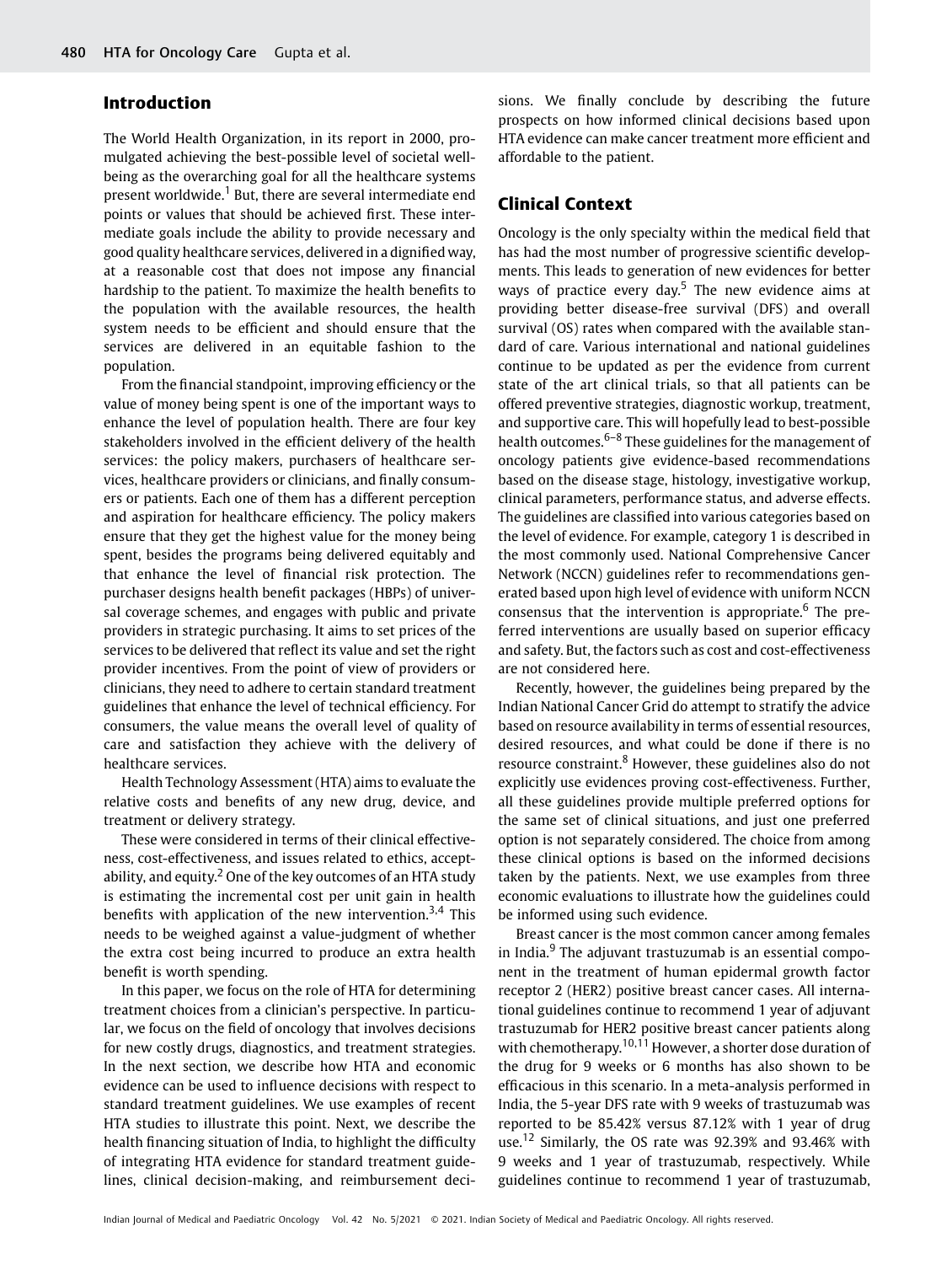## Introduction

The World Health Organization, in its report in 2000, promulgated achieving the best-possible level of societal well-being as the overarching goal for all the healthcare systems present worldwide.[1] But, there are several intermediate end points or values that should be achieved first. These intermediate goals include the ability to provide necessary and good quality healthcare services, delivered in a dignified way, at a reasonable cost that does not impose any financial hardship to the patient. To maximize the health benefits to the population with the available resources, the health system needs to be efficient and should ensure that the services are delivered in an equitable fashion to the population.

From the financial standpoint, improving efficiency or the value of money being spent is one of the important ways to enhance the level of population health. There are four key stakeholders involved in the efficient delivery of the health services: the policy makers, purchasers of healthcare services, healthcare providers or clinicians, and finally consumers or patients. Each one of them has a different perception and aspiration for healthcare efficiency. The policy makers ensure that they get the highest value for the money being spent, besides the programs being delivered equitably and that enhance the level of financial risk protection. The purchaser designs health benefit packages (HBPs) of universal coverage schemes, and engages with public and private providers in strategic purchasing. It aims to set prices of the services to be delivered that reflect its value and set the right provider incentives. From the point of view of providers or clinicians, they need to adhere to certain standard treatment guidelines that enhance the level of technical efficiency. For consumers, the value means the overall level of quality of care and satisfaction they achieve with the delivery of healthcare services.

Health Technology Assessment (HTA) aims to evaluate the relative costs and benefits of any new drug, device, and treatment or delivery strategy.

These were considered in terms of their clinical effectiveness, cost-effectiveness, and issues related to ethics, acceptability, and equity.[2] One of the key outcomes of an HTA study is estimating the incremental cost per unit gain in health benefits with application of the new intervention.[3,4] This needs to be weighed against a value-judgment of whether the extra cost being incurred to produce an extra health benefit is worth spending.

In this paper, we focus on the role of HTA for determining treatment choices from a clinician's perspective. In particular, we focus on the field of oncology that involves decisions for new costly drugs, diagnostics, and treatment strategies. In the next section, we describe how HTA and economic evidence can be used to influence decisions with respect to standard treatment guidelines. We use examples of recent HTA studies to illustrate this point. Next, we describe the health financing situation of India, to highlight the difficulty of integrating HTA evidence for standard treatment guidelines, clinical decision-making, and reimbursement decisions. We finally conclude by describing the future prospects on how informed clinical decisions based upon HTA evidence can make cancer treatment more efficient and affordable to the patient.

## Clinical Context

Oncology is the only specialty within the medical field that has had the most number of progressive scientific developments. This leads to generation of new evidences for better ways of practice every day.[5] The new evidence aims at providing better disease-free survival (DFS) and overall survival (OS) rates when compared with the available standard of care. Various international and national guidelines continue to be updated as per the evidence from current state of the art clinical trials, so that all patients can be offered preventive strategies, diagnostic workup, treatment, and supportive care. This will hopefully lead to best-possible health outcomes.[6–8] These guidelines for the management of oncology patients give evidence-based recommendations based on the disease stage, histology, investigative workup, clinical parameters, performance status, and adverse effects. The guidelines are classified into various categories based on the level of evidence. For example, category 1 is described in the most commonly used. National Comprehensive Cancer Network (NCCN) guidelines refer to recommendations generated based upon high level of evidence with uniform NCCN consensus that the intervention is appropriate.[6] The preferred interventions are usually based on superior efficacy and safety. But, the factors such as cost and cost-effectiveness are not considered here.

Recently, however, the guidelines being prepared by the Indian National Cancer Grid do attempt to stratify the advice based on resource availability in terms of essential resources, desired resources, and what could be done if there is no resource constraint.[8] However, these guidelines also do not explicitly use evidences proving cost-effectiveness. Further, all these guidelines provide multiple preferred options for the same set of clinical situations, and just one preferred option is not separately considered. The choice from among these clinical options is based on the informed decisions taken by the patients. Next, we use examples from three economic evaluations to illustrate how the guidelines could be informed using such evidence.

Breast cancer is the most common cancer among females in India.[9] The adjuvant trastuzumab is an essential component in the treatment of human epidermal growth factor receptor 2 (HER2) positive breast cancer cases. All international guidelines continue to recommend 1 year of adjuvant trastuzumab for HER2 positive breast cancer patients along with chemotherapy.[10,11] However, a shorter dose duration of the drug for 9 weeks or 6 months has also shown to be efficacious in this scenario. In a meta-analysis performed in India, the 5-year DFS rate with 9 weeks of trastuzumab was reported to be 85.42% versus 87.12% with 1 year of drug use.[12] Similarly, the OS rate was 92.39% and 93.46% with 9 weeks and 1 year of trastuzumab, respectively. While guidelines continue to recommend 1 year of trastuzumab,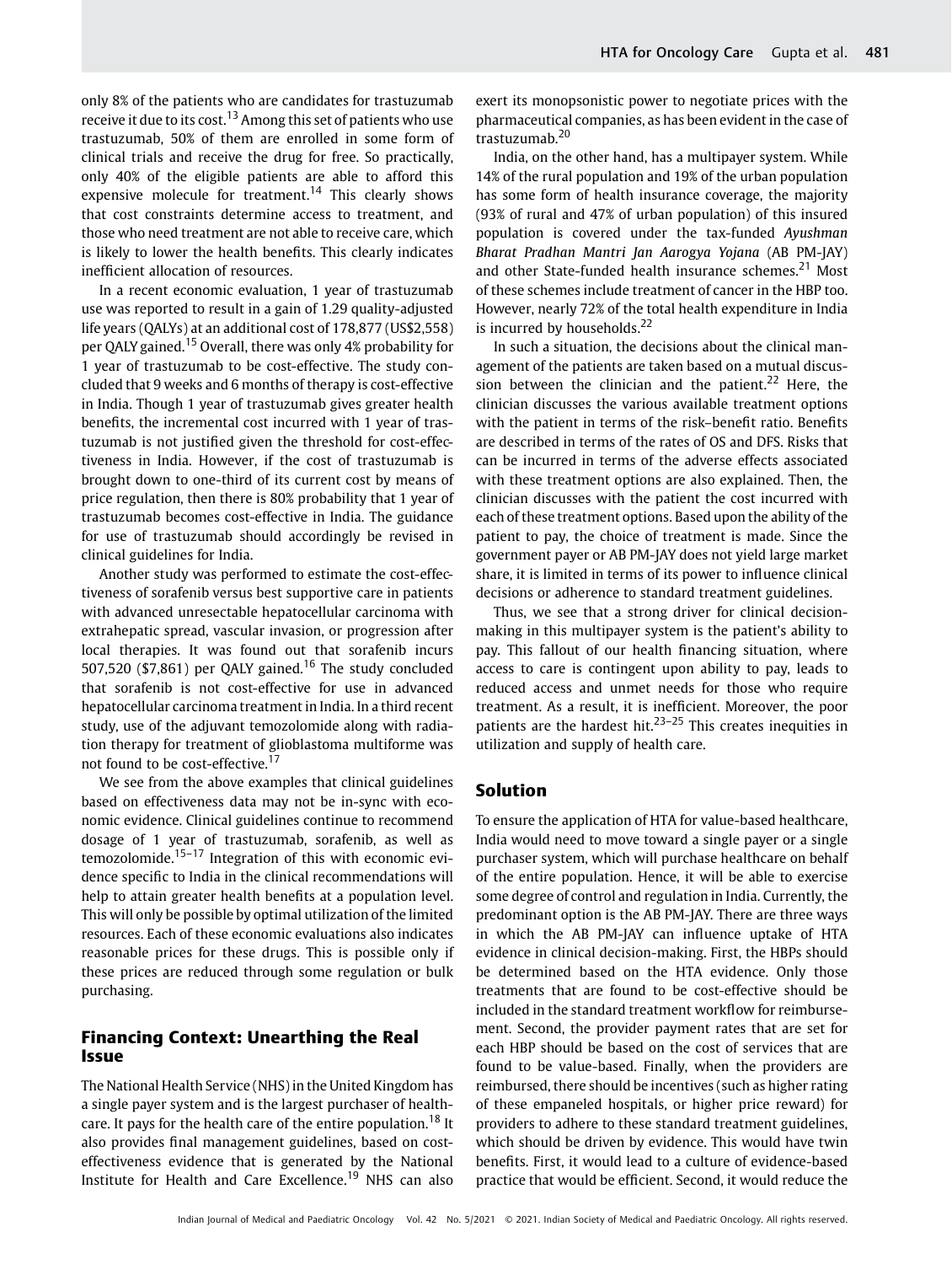only 8% of the patients who are candidates for trastuzumab receive it due to its cost.[13] Among this set of patients who use trastuzumab, 50% of them are enrolled in some form of clinical trials and receive the drug for free. So practically, only 40% of the eligible patients are able to afford this expensive molecule for treatment.[14] This clearly shows that cost constraints determine access to treatment, and those who need treatment are not able to receive care, which is likely to lower the health benefits. This clearly indicates inefficient allocation of resources.

In a recent economic evaluation, 1 year of trastuzumab use was reported to result in a gain of 1.29 quality-adjusted life years (QALYs) at an additional cost of 178,877 (US$2,558) per QALY gained.[15] Overall, there was only 4% probability for 1 year of trastuzumab to be cost-effective. The study concluded that 9 weeks and 6 months of therapy is cost-effective in India. Though 1 year of trastuzumab gives greater health benefits, the incremental cost incurred with 1 year of trastuzumab is not justified given the threshold for cost-effectiveness in India. However, if the cost of trastuzumab is brought down to one-third of its current cost by means of price regulation, then there is 80% probability that 1 year of trastuzumab becomes cost-effective in India. The guidance for use of trastuzumab should accordingly be revised in clinical guidelines for India.

Another study was performed to estimate the cost-effectiveness of sorafenib versus best supportive care in patients with advanced unresectable hepatocellular carcinoma with extrahepatic spread, vascular invasion, or progression after local therapies. It was found out that sorafenib incurs 507,520 ($7,861) per QALY gained.[16] The study concluded that sorafenib is not cost-effective for use in advanced hepatocellular carcinoma treatment in India. In a third recent study, use of the adjuvant temozolomide along with radiation therapy for treatment of glioblastoma multiforme was not found to be cost-effective.[17]

We see from the above examples that clinical guidelines based on effectiveness data may not be in-sync with economic evidence. Clinical guidelines continue to recommend dosage of 1 year of trastuzumab, sorafenib, as well as temozolomide.[15–17] Integration of this with economic evidence specific to India in the clinical recommendations will help to attain greater health benefits at a population level. This will only be possible by optimal utilization of the limited resources. Each of these economic evaluations also indicates reasonable prices for these drugs. This is possible only if these prices are reduced through some regulation or bulk purchasing.

## Financing Context: Unearthing the Real Issue

The National Health Service (NHS) in the United Kingdom has a single payer system and is the largest purchaser of healthcare. It pays for the health care of the entire population.[18] It also provides final management guidelines, based on cost-effectiveness evidence that is generated by the National Institute for Health and Care Excellence.[19] NHS can also exert its monopsonistic power to negotiate prices with the pharmaceutical companies, as has been evident in the case of trastuzumab.[20]

India, on the other hand, has a multipayer system. While 14% of the rural population and 19% of the urban population has some form of health insurance coverage, the majority (93% of rural and 47% of urban population) of this insured population is covered under the tax-funded *Ayushman Bharat Pradhan Mantri Jan Aarogya Yojana* (AB PM-JAY) and other State-funded health insurance schemes.[21] Most of these schemes include treatment of cancer in the HBP too. However, nearly 72% of the total health expenditure in India is incurred by households.[22]

In such a situation, the decisions about the clinical management of the patients are taken based on a mutual discussion between the clinician and the patient.[22] Here, the clinician discusses the various available treatment options with the patient in terms of the risk–benefit ratio. Benefits are described in terms of the rates of OS and DFS. Risks that can be incurred in terms of the adverse effects associated with these treatment options are also explained. Then, the clinician discusses with the patient the cost incurred with each of these treatment options. Based upon the ability of the patient to pay, the choice of treatment is made. Since the government payer or AB PM-JAY does not yield large market share, it is limited in terms of its power to influence clinical decisions or adherence to standard treatment guidelines.

Thus, we see that a strong driver for clinical decision-making in this multipayer system is the patient's ability to pay. This fallout of our health financing situation, where access to care is contingent upon ability to pay, leads to reduced access and unmet needs for those who require treatment. As a result, it is inefficient. Moreover, the poor patients are the hardest hit.[23–25] This creates inequities in utilization and supply of health care.

## Solution

To ensure the application of HTA for value-based healthcare, India would need to move toward a single payer or a single purchaser system, which will purchase healthcare on behalf of the entire population. Hence, it will be able to exercise some degree of control and regulation in India. Currently, the predominant option is the AB PM-JAY. There are three ways in which the AB PM-JAY can influence uptake of HTA evidence in clinical decision-making. First, the HBPs should be determined based on the HTA evidence. Only those treatments that are found to be cost-effective should be included in the standard treatment workflow for reimbursement. Second, the provider payment rates that are set for each HBP should be based on the cost of services that are found to be value-based. Finally, when the providers are reimbursed, there should be incentives (such as higher rating of these empaneled hospitals, or higher price reward) for providers to adhere to these standard treatment guidelines, which should be driven by evidence. This would have twin benefits. First, it would lead to a culture of evidence-based practice that would be efficient. Second, it would reduce the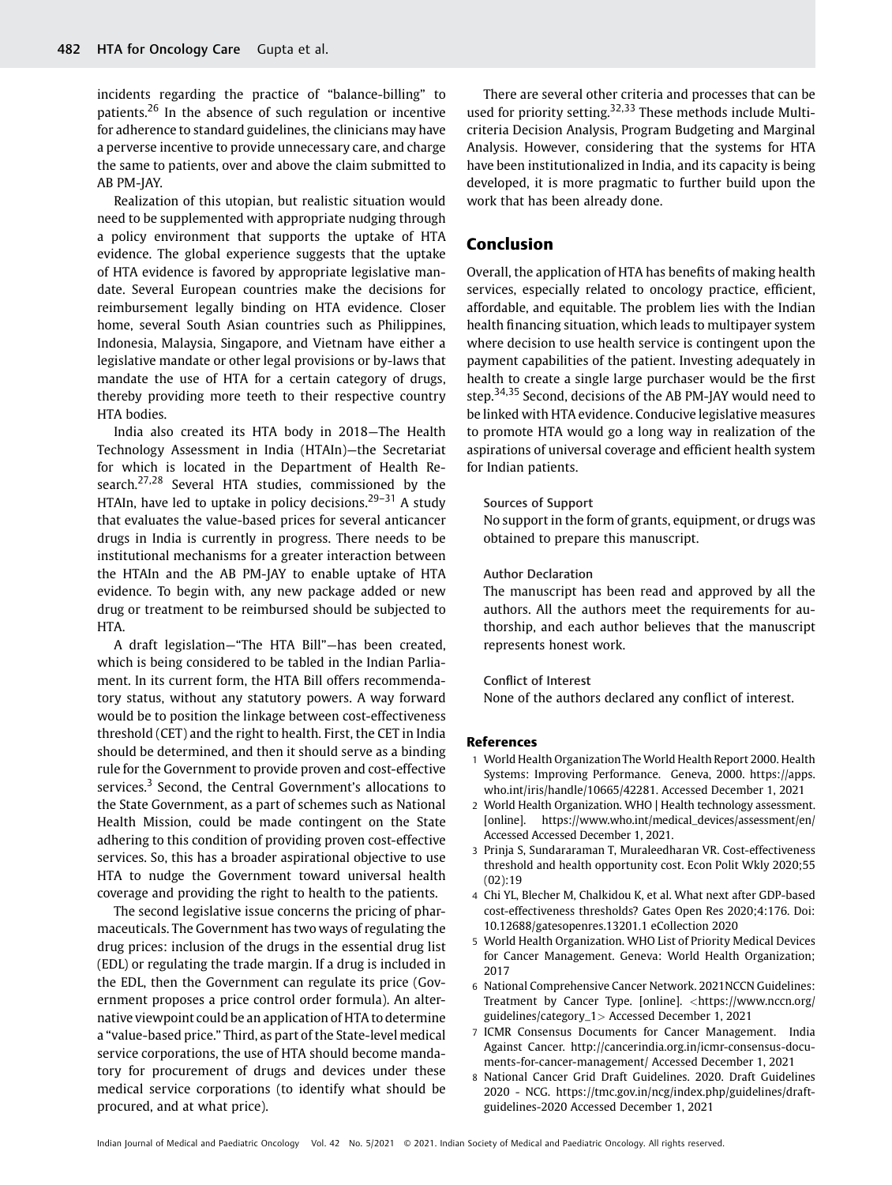incidents regarding the practice of "balance-billing" to patients.[26] In the absence of such regulation or incentive for adherence to standard guidelines, the clinicians may have a perverse incentive to provide unnecessary care, and charge the same to patients, over and above the claim submitted to AB PM-JAY.

Realization of this utopian, but realistic situation would need to be supplemented with appropriate nudging through a policy environment that supports the uptake of HTA evidence. The global experience suggests that the uptake of HTA evidence is favored by appropriate legislative mandate. Several European countries make the decisions for reimbursement legally binding on HTA evidence. Closer home, several South Asian countries such as Philippines, Indonesia, Malaysia, Singapore, and Vietnam have either a legislative mandate or other legal provisions or by-laws that mandate the use of HTA for a certain category of drugs, thereby providing more teeth to their respective country HTA bodies.

India also created its HTA body in 2018—The Health Technology Assessment in India (HTAIn)—the Secretariat for which is located in the Department of Health Research.[27,28] Several HTA studies, commissioned by the HTAIn, have led to uptake in policy decisions.[29–31] A study that evaluates the value-based prices for several anticancer drugs in India is currently in progress. There needs to be institutional mechanisms for a greater interaction between the HTAIn and the AB PM-JAY to enable uptake of HTA evidence. To begin with, any new package added or new drug or treatment to be reimbursed should be subjected to HTA.

A draft legislation—"The HTA Bill"—has been created, which is being considered to be tabled in the Indian Parliament. In its current form, the HTA Bill offers recommendatory status, without any statutory powers. A way forward would be to position the linkage between cost-effectiveness threshold (CET) and the right to health. First, the CET in India should be determined, and then it should serve as a binding rule for the Government to provide proven and cost-effective services.[3] Second, the Central Government's allocations to the State Government, as a part of schemes such as National Health Mission, could be made contingent on the State adhering to this condition of providing proven cost-effective services. So, this has a broader aspirational objective to use HTA to nudge the Government toward universal health coverage and providing the right to health to the patients.

The second legislative issue concerns the pricing of pharmaceuticals. The Government has two ways of regulating the drug prices: inclusion of the drugs in the essential drug list (EDL) or regulating the trade margin. If a drug is included in the EDL, then the Government can regulate its price (Government proposes a price control order formula). An alternative viewpoint could be an application of HTA to determine a "value-based price." Third, as part of the State-level medical service corporations, the use of HTA should become mandatory for procurement of drugs and devices under these medical service corporations (to identify what should be procured, and at what price).

There are several other criteria and processes that can be used for priority setting.[32,33] These methods include Multi-criteria Decision Analysis, Program Budgeting and Marginal Analysis. However, considering that the systems for HTA have been institutionalized in India, and its capacity is being developed, it is more pragmatic to further build upon the work that has been already done.

## Conclusion

Overall, the application of HTA has benefits of making health services, especially related to oncology practice, efficient, affordable, and equitable. The problem lies with the Indian health financing situation, which leads to multipayer system where decision to use health service is contingent upon the payment capabilities of the patient. Investing adequately in health to create a single large purchaser would be the first step.[34,35] Second, decisions of the AB PM-JAY would need to be linked with HTA evidence. Conducive legislative measures to promote HTA would go a long way in realization of the aspirations of universal coverage and efficient health system for Indian patients.

**Sources of Support**
No support in the form of grants, equipment, or drugs was obtained to prepare this manuscript.

**Author Declaration**
The manuscript has been read and approved by all the authors. All the authors meet the requirements for authorship, and each author believes that the manuscript represents honest work.

**Conflict of Interest**
None of the authors declared any conflict of interest.

## References

1. World Health Organization The World Health Report 2000. Health Systems: Improving Performance. Geneva, 2000. https://apps.who.int/iris/handle/10665/42281. Accessed December 1, 2021
2. World Health Organization. WHO | Health technology assessment. [online]. https://www.who.int/medical_devices/assessment/en/ Accessed Accessed December 1, 2021.
3. Prinja S, Sundararaman T, Muraleedharan VR. Cost-effectiveness threshold and health opportunity cost. Econ Polit Wkly 2020;55 (02):19
4. Chi YL, Blecher M, Chalkidou K, et al. What next after GDP-based cost-effectiveness thresholds? Gates Open Res 2020;4:176. Doi: 10.12688/gatesopenres.13201.1 eCollection 2020
5. World Health Organization. WHO List of Priority Medical Devices for Cancer Management. Geneva: World Health Organization; 2017
6. National Comprehensive Cancer Network. 2021NCCN Guidelines: Treatment by Cancer Type. [online]. <https://www.nccn.org/guidelines/category_1> Accessed December 1, 2021
7. ICMR Consensus Documents for Cancer Management. India Against Cancer. http://cancerindia.org.in/icmr-consensus-documents-for-cancer-management/ Accessed December 1, 2021
8. National Cancer Grid Draft Guidelines. 2020. Draft Guidelines 2020 - NCG. https://tmc.gov.in/ncg/index.php/guidelines/draft-guidelines-2020 Accessed December 1, 2021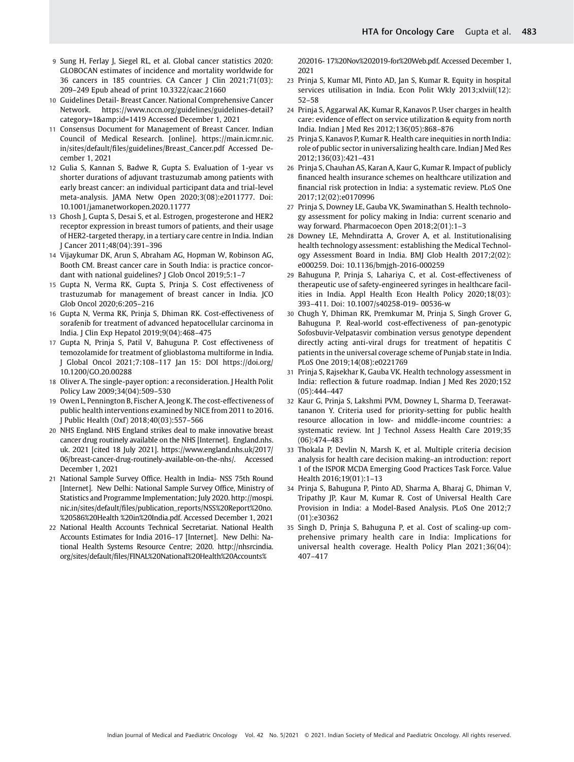9 Sung H, Ferlay J, Siegel RL, et al. Global cancer statistics 2020: GLOBOCAN estimates of incidence and mortality worldwide for 36 cancers in 185 countries. CA Cancer J Clin 2021;71(03): 209–249 Epub ahead of print 10.3322/caac.21660

10 Guidelines Detail- Breast Cancer. National Comprehensive Cancer Network. https://www.nccn.org/guidelines/guidelines-detail?category=1&amp;id=1419 Accessed December 1, 2021

11 Consensus Document for Management of Breast Cancer. Indian Council of Medical Research. [online]. https://main.icmr.nic.in/sites/default/files/guidelines/Breast_Cancer.pdf Accessed December 1, 2021

12 Gulia S, Kannan S, Badwe R, Gupta S. Evaluation of 1-year vs shorter durations of adjuvant trastuzumab among patients with early breast cancer: an individual participant data and trial-level meta-analysis. JAMA Netw Open 2020;3(08):e2011777. Doi: 10.1001/jamanetworkopen.2020.11777

13 Ghosh J, Gupta S, Desai S, et al. Estrogen, progesterone and HER2 receptor expression in breast tumors of patients, and their usage of HER2-targeted therapy, in a tertiary care centre in India. Indian J Cancer 2011;48(04):391–396

14 Vijaykumar DK, Arun S, Abraham AG, Hopman W, Robinson AG, Booth CM. Breast cancer care in South India: is practice concordant with national guidelines? J Glob Oncol 2019;5:1–7

15 Gupta N, Verma RK, Gupta S, Prinja S. Cost effectiveness of trastuzumab for management of breast cancer in India. JCO Glob Oncol 2020;6:205–216

16 Gupta N, Verma RK, Prinja S, Dhiman RK. Cost-effectiveness of sorafenib for treatment of advanced hepatocellular carcinoma in India. J Clin Exp Hepatol 2019;9(04):468–475

17 Gupta N, Prinja S, Patil V, Bahuguna P. Cost effectiveness of temozolamide for treatment of glioblastoma multiforme in India. J Global Oncol 2021;7:108–117 Jan 15: DOI https://doi.org/10.1200/GO.20.00288

18 Oliver A. The single-payer option: a reconsideration. J Health Polit Policy Law 2009;34(04):509–530

19 Owen L, Pennington B, Fischer A, Jeong K. The cost-effectiveness of public health interventions examined by NICE from 2011 to 2016. J Public Health (Oxf) 2018;40(03):557–566

20 NHS England. NHS England strikes deal to make innovative breast cancer drug routinely available on the NHS [Internet]. England.nhs.uk. 2021 [cited 18 July 2021]. https://www.england.nhs.uk/2017/06/breast-cancer-drug-routinely-available-on-the-nhs/. Accessed December 1, 2021

21 National Sample Survey Office. Health in India- NSS 75th Round [Internet]. New Delhi: National Sample Survey Office, Ministry of Statistics and Programme Implementation; July 2020. http://mospi.nic.in/sites/default/files/publication_reports/NSS%20Report%20no.%20586%20Health %20in%20India.pdf. Accessed December 1, 2021

22 National Health Accounts Technical Secretariat. National Health Accounts Estimates for India 2016–17 [Internet]. New Delhi: National Health Systems Resource Centre; 2020. http://nhsrcindia.org/sites/default/files/FINAL%20National%20Health%20Accounts%202016- 17%20Nov%202019-for%20Web.pdf. Accessed December 1, 2021

23 Prinja S, Kumar MI, Pinto AD, Jan S, Kumar R. Equity in hospital services utilisation in India. Econ Polit Wkly 2013;xlviil(12): 52–58

24 Prinja S, Aggarwal AK, Kumar R, Kanavos P. User charges in health care: evidence of effect on service utilization & equity from north India. Indian J Med Res 2012;136(05):868–876

25 Prinja S, Kanavos P, Kumar R. Health care inequities in north India: role of public sector in universalizing health care. Indian J Med Res 2012;136(03):421–431

26 Prinja S, Chauhan AS, Karan A, Kaur G, Kumar R. Impact of publicly financed health insurance schemes on healthcare utilization and financial risk protection in India: a systematic review. PLoS One 2017;12(02):e0170996

27 Prinja S, Downey LE, Gauba VK, Swaminathan S. Health technology assessment for policy making in India: current scenario and way forward. Pharmacoecon Open 2018;2(01):1–3

28 Downey LE, Mehndiratta A, Grover A, et al. Institutionalising health technology assessment: establishing the Medical Technology Assessment Board in India. BMJ Glob Health 2017;2(02): e000259. Doi: 10.1136/bmjgh-2016-000259

29 Bahuguna P, Prinja S, Lahariya C, et al. Cost-effectiveness of therapeutic use of safety-engineered syringes in healthcare facilities in India. Appl Health Econ Health Policy 2020;18(03): 393–411. Doi: 10.1007/s40258-019- 00536-w

30 Chugh Y, Dhiman RK, Premkumar M, Prinja S, Singh Grover G, Bahuguna P. Real-world cost-effectiveness of pan-genotypic Sofosbuvir-Velpatasvir combination versus genotype dependent directly acting anti-viral drugs for treatment of hepatitis C patients in the universal coverage scheme of Punjab state in India. PLoS One 2019;14(08):e0221769

31 Prinja S, Rajsekhar K, Gauba VK. Health technology assessment in India: reflection & future roadmap. Indian J Med Res 2020;152 (05):444–447

32 Kaur G, Prinja S, Lakshmi PVM, Downey L, Sharma D, Teerawattananon Y. Criteria used for priority-setting for public health resource allocation in low- and middle-income countries: a systematic review. Int J Technol Assess Health Care 2019;35 (06):474–483

33 Thokala P, Devlin N, Marsh K, et al. Multiple criteria decision analysis for health care decision making–an introduction: report 1 of the ISPOR MCDA Emerging Good Practices Task Force. Value Health 2016;19(01):1–13

34 Prinja S, Bahuguna P, Pinto AD, Sharma A, Bharaj G, Dhiman V, Tripathy JP, Kaur M, Kumar R. Cost of Universal Health Care Provision in India: a Model-Based Analysis. PLoS One 2012;7 (01):e30362

35 Singh D, Prinja S, Bahuguna P, et al. Cost of scaling-up comprehensive primary health care in India: Implications for universal health coverage. Health Policy Plan 2021;36(04): 407–417